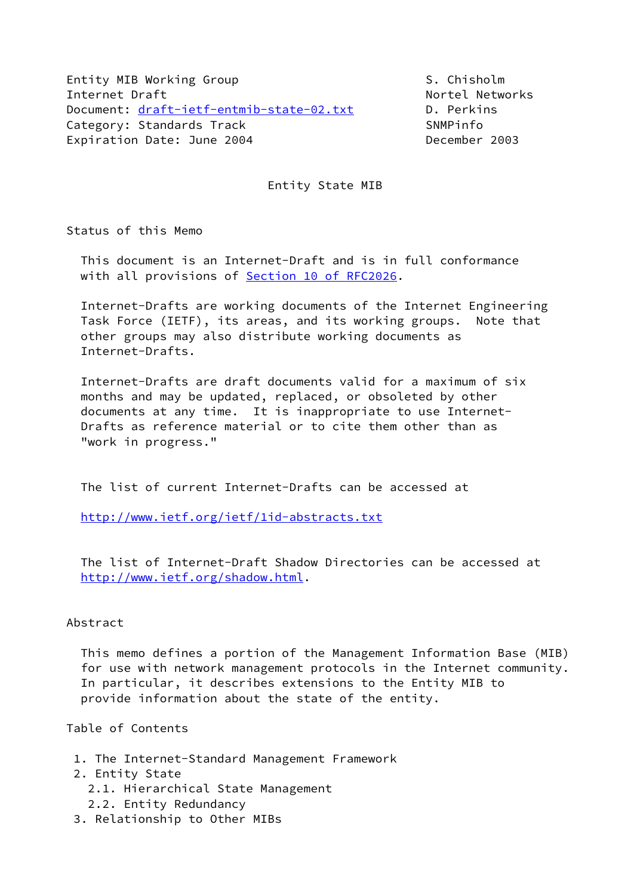Entity MIB Working Group S. Chisholm
Internet Draft Nortel Networks
Document: draft-ietf-entmib-state-02.txt D. Perkins
Category: Standards Track SNMPinfo
Expiration Date: June 2004 December 2003

# Entity State MIB

## Status of this Memo

This document is an Internet-Draft and is in full conformance with all provisions of Section 10 of RFC2026.

Internet-Drafts are working documents of the Internet Engineering Task Force (IETF), its areas, and its working groups. Note that other groups may also distribute working documents as Internet-Drafts.

Internet-Drafts are draft documents valid for a maximum of six months and may be updated, replaced, or obsoleted by other documents at any time. It is inappropriate to use Internet-Drafts as reference material or to cite them other than as "work in progress."

The list of current Internet-Drafts can be accessed at

http://www.ietf.org/ietf/1id-abstracts.txt

The list of Internet-Draft Shadow Directories can be accessed at http://www.ietf.org/shadow.html.

## Abstract

This memo defines a portion of the Management Information Base (MIB) for use with network management protocols in the Internet community. In particular, it describes extensions to the Entity MIB to provide information about the state of the entity.

## Table of Contents

1. The Internet-Standard Management Framework
2. Entity State
   - 2.1. Hierarchical State Management
   - 2.2. Entity Redundancy
3. Relationship to Other MIBs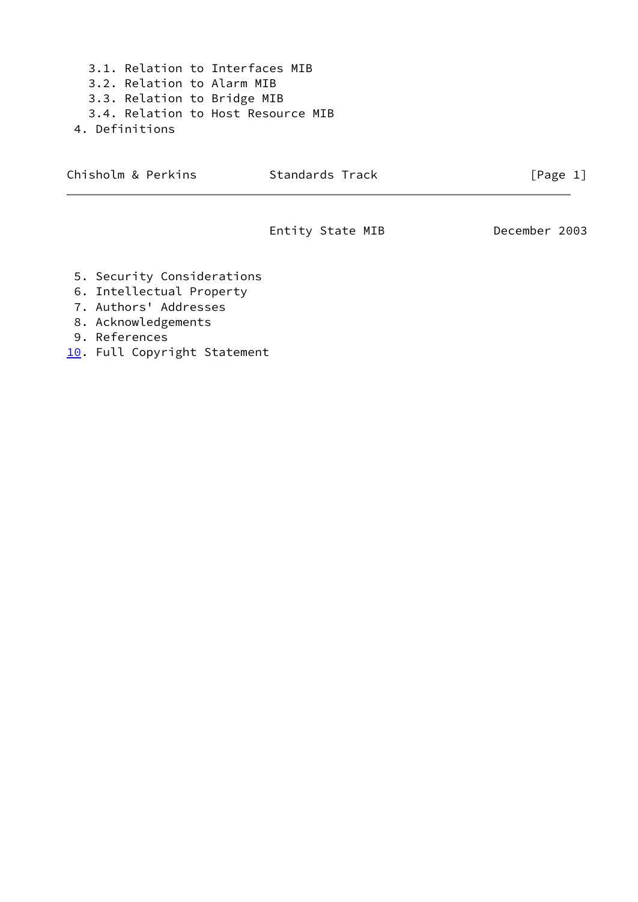3.1. Relation to Interfaces MIB
   3.2. Relation to Alarm MIB
   3.3. Relation to Bridge MIB
   3.4. Relation to Host Resource MIB
 4. Definitions
 5. Security Considerations
 6. Intellectual Property
 7. Authors' Addresses
 8. Acknowledgements
 9. References
 10. Full Copyright Statement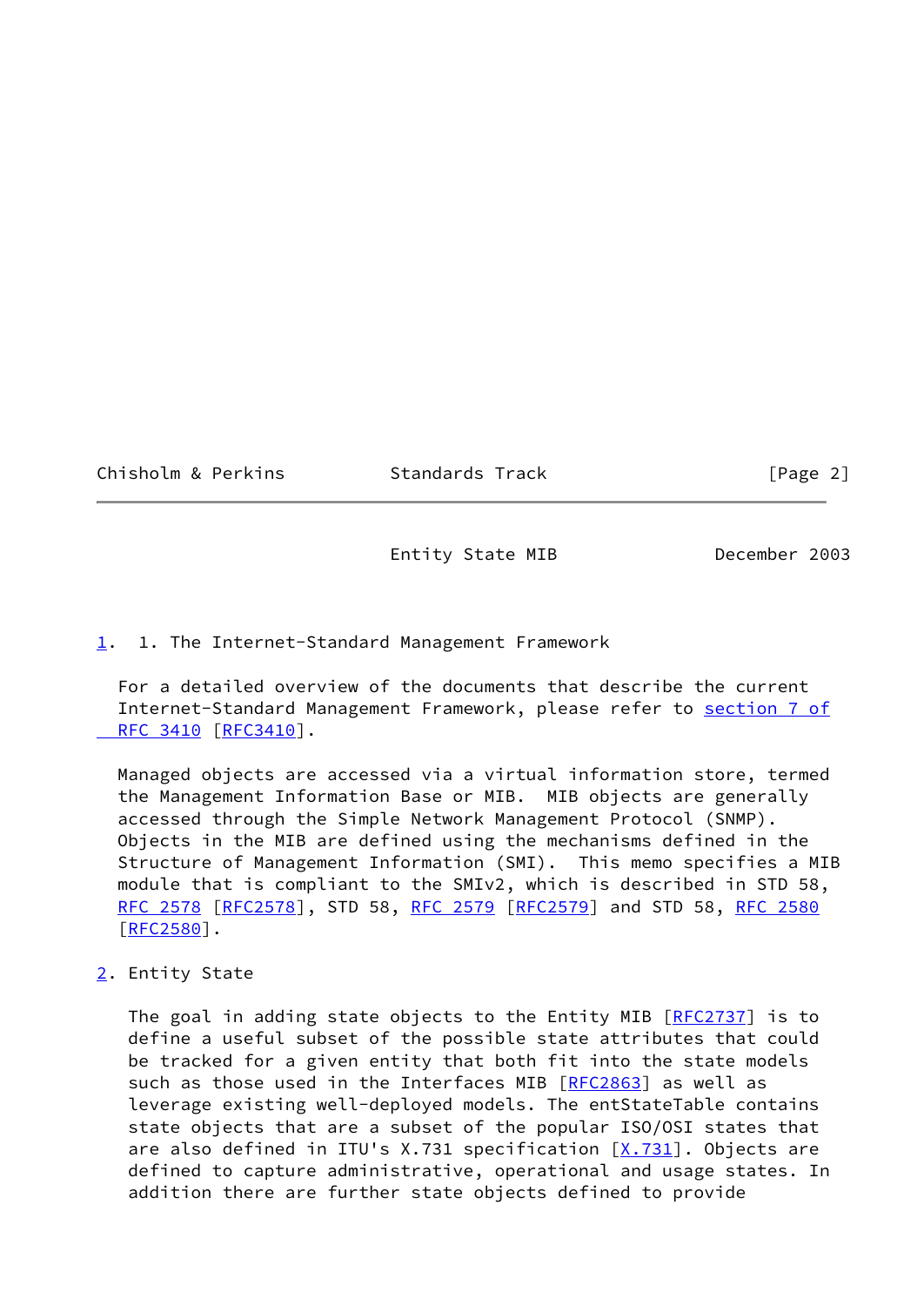## 1. 1. The Internet-Standard Management Framework

For a detailed overview of the documents that describe the current Internet-Standard Management Framework, please refer to section 7 of RFC 3410 [RFC3410].

Managed objects are accessed via a virtual information store, termed the Management Information Base or MIB. MIB objects are generally accessed through the Simple Network Management Protocol (SNMP). Objects in the MIB are defined using the mechanisms defined in the Structure of Management Information (SMI). This memo specifies a MIB module that is compliant to the SMIv2, which is described in STD 58, RFC 2578 [RFC2578], STD 58, RFC 2579 [RFC2579] and STD 58, RFC 2580 [RFC2580].

## 2. Entity State

The goal in adding state objects to the Entity MIB [RFC2737] is to define a useful subset of the possible state attributes that could be tracked for a given entity that both fit into the state models such as those used in the Interfaces MIB [RFC2863] as well as leverage existing well-deployed models. The entStateTable contains state objects that are a subset of the popular ISO/OSI states that are also defined in ITU's X.731 specification [X.731]. Objects are defined to capture administrative, operational and usage states. In addition there are further state objects defined to provide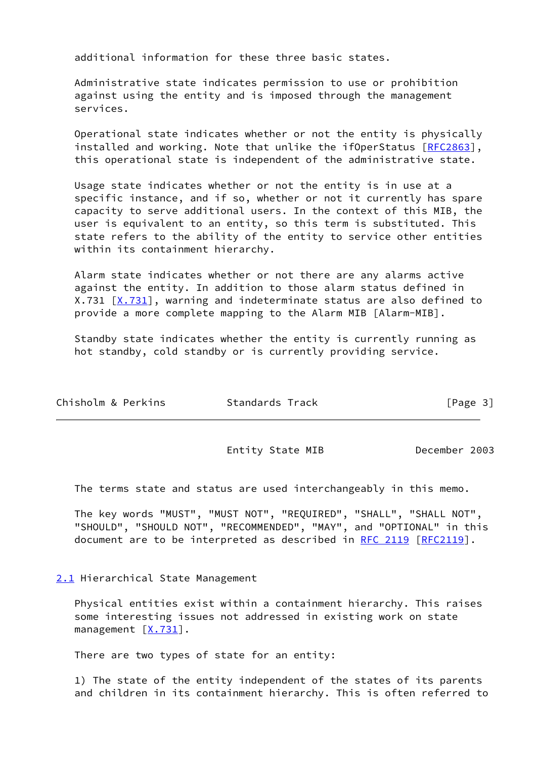additional information for these three basic states.

Administrative state indicates permission to use or prohibition against using the entity and is imposed through the management services.

Operational state indicates whether or not the entity is physically installed and working. Note that unlike the ifOperStatus [RFC2863], this operational state is independent of the administrative state.

Usage state indicates whether or not the entity is in use at a specific instance, and if so, whether or not it currently has spare capacity to serve additional users. In the context of this MIB, the user is equivalent to an entity, so this term is substituted. This state refers to the ability of the entity to service other entities within its containment hierarchy.

Alarm state indicates whether or not there are any alarms active against the entity. In addition to those alarm status defined in X.731 [X.731], warning and indeterminate status are also defined to provide a more complete mapping to the Alarm MIB [Alarm-MIB].

Standby state indicates whether the entity is currently running as hot standby, cold standby or is currently providing service.

The terms state and status are used interchangeably in this memo.

The key words "MUST", "MUST NOT", "REQUIRED", "SHALL", "SHALL NOT", "SHOULD", "SHOULD NOT", "RECOMMENDED", "MAY", and "OPTIONAL" in this document are to be interpreted as described in RFC 2119 [RFC2119].

## 2.1 Hierarchical State Management

Physical entities exist within a containment hierarchy. This raises some interesting issues not addressed in existing work on state management [X.731].

There are two types of state for an entity:

1) The state of the entity independent of the states of its parents and children in its containment hierarchy. This is often referred to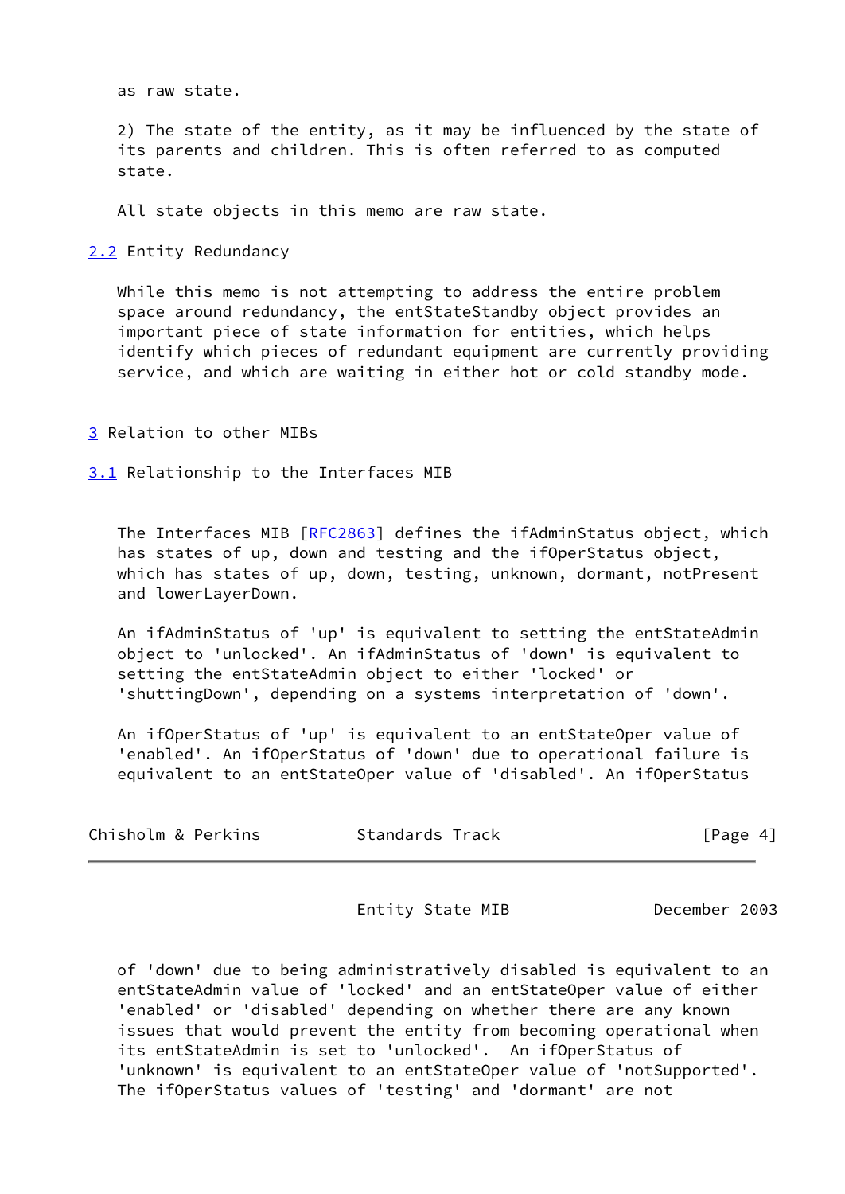as raw state.

2) The state of the entity, as it may be influenced by the state of its parents and children. This is often referred to as computed state.

All state objects in this memo are raw state.

## 2.2 Entity Redundancy

While this memo is not attempting to address the entire problem space around redundancy, the entStateStandby object provides an important piece of state information for entities, which helps identify which pieces of redundant equipment are currently providing service, and which are waiting in either hot or cold standby mode.

# 3 Relation to other MIBs

## 3.1 Relationship to the Interfaces MIB

The Interfaces MIB [RFC2863] defines the ifAdminStatus object, which has states of up, down and testing and the ifOperStatus object, which has states of up, down, testing, unknown, dormant, notPresent and lowerLayerDown.

An ifAdminStatus of 'up' is equivalent to setting the entStateAdmin object to 'unlocked'. An ifAdminStatus of 'down' is equivalent to setting the entStateAdmin object to either 'locked' or 'shuttingDown', depending on a systems interpretation of 'down'.

An ifOperStatus of 'up' is equivalent to an entStateOper value of 'enabled'. An ifOperStatus of 'down' due to operational failure is equivalent to an entStateOper value of 'disabled'. An ifOperStatus of 'down' due to being administratively disabled is equivalent to an entStateAdmin value of 'locked' and an entStateOper value of either 'enabled' or 'disabled' depending on whether there are any known issues that would prevent the entity from becoming operational when its entStateAdmin is set to 'unlocked'. An ifOperStatus of 'unknown' is equivalent to an entStateOper value of 'notSupported'. The ifOperStatus values of 'testing' and 'dormant' are not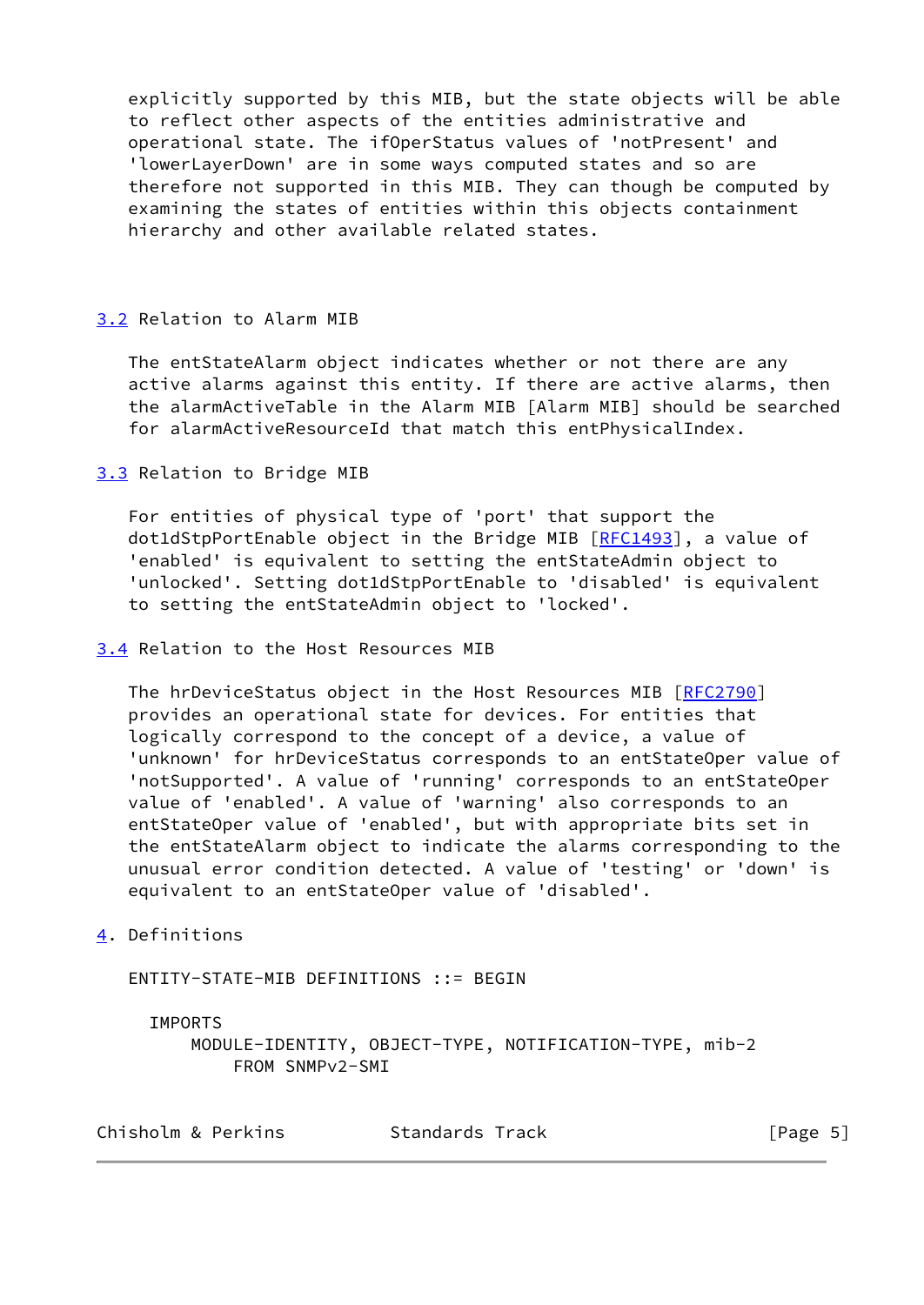explicitly supported by this MIB, but the state objects will be able to reflect other aspects of the entities administrative and operational state. The ifOperStatus values of 'notPresent' and 'lowerLayerDown' are in some ways computed states and so are therefore not supported in this MIB. They can though be computed by examining the states of entities within this objects containment hierarchy and other available related states.

### 3.2 Relation to Alarm MIB

The entStateAlarm object indicates whether or not there are any active alarms against this entity. If there are active alarms, then the alarmActiveTable in the Alarm MIB [Alarm MIB] should be searched for alarmActiveResourceId that match this entPhysicalIndex.

### 3.3 Relation to Bridge MIB

For entities of physical type of 'port' that support the dot1dStpPortEnable object in the Bridge MIB [RFC1493], a value of 'enabled' is equivalent to setting the entStateAdmin object to 'unlocked'. Setting dot1dStpPortEnable to 'disabled' is equivalent to setting the entStateAdmin object to 'locked'.

### 3.4 Relation to the Host Resources MIB

The hrDeviceStatus object in the Host Resources MIB [RFC2790] provides an operational state for devices. For entities that logically correspond to the concept of a device, a value of 'unknown' for hrDeviceStatus corresponds to an entStateOper value of 'notSupported'. A value of 'running' corresponds to an entStateOper value of 'enabled'. A value of 'warning' also corresponds to an entStateOper value of 'enabled', but with appropriate bits set in the entStateAlarm object to indicate the alarms corresponding to the unusual error condition detected. A value of 'testing' or 'down' is equivalent to an entStateOper value of 'disabled'.

## 4. Definitions

```
ENTITY-STATE-MIB DEFINITIONS ::= BEGIN

  IMPORTS
      MODULE-IDENTITY, OBJECT-TYPE, NOTIFICATION-TYPE, mib-2
          FROM SNMPv2-SMI
```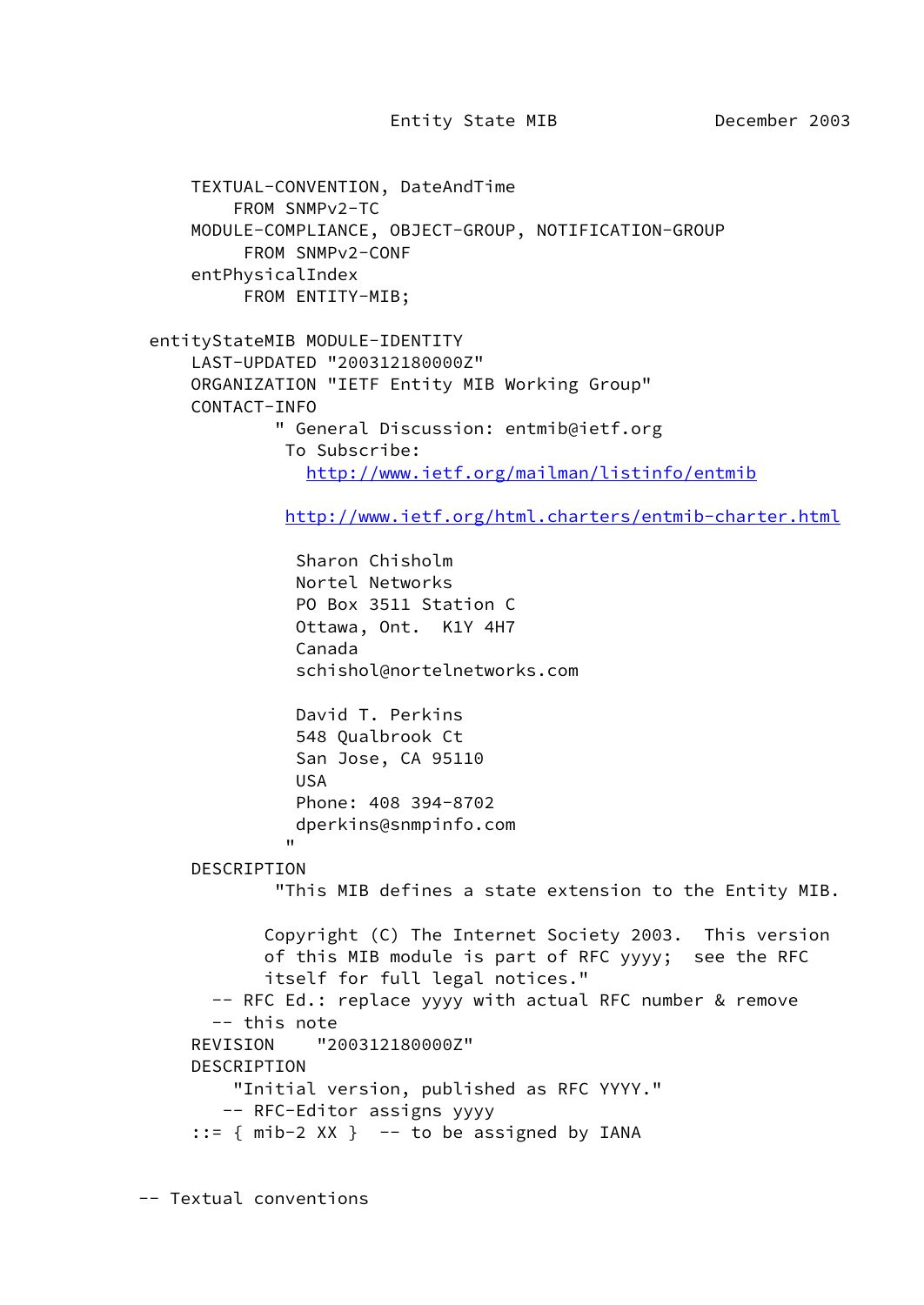```
     TEXTUAL-CONVENTION, DateAndTime
         FROM SNMPv2-TC
     MODULE-COMPLIANCE, OBJECT-GROUP, NOTIFICATION-GROUP
          FROM SNMPv2-CONF
     entPhysicalIndex
          FROM ENTITY-MIB;

 entityStateMIB MODULE-IDENTITY
     LAST-UPDATED "200312180000Z"
     ORGANIZATION "IETF Entity MIB Working Group"
     CONTACT-INFO
             " General Discussion: entmib@ietf.org
              To Subscribe:
                http://www.ietf.org/mailman/listinfo/entmib

              http://www.ietf.org/html.charters/entmib-charter.html

               Sharon Chisholm
               Nortel Networks
               PO Box 3511 Station C
               Ottawa, Ont.  K1Y 4H7
               Canada
               schishol@nortelnetworks.com

               David T. Perkins
               548 Qualbrook Ct
               San Jose, CA 95110
               USA
               Phone: 408 394-8702
               dperkins@snmpinfo.com
              "
     DESCRIPTION
             "This MIB defines a state extension to the Entity MIB.

            Copyright (C) The Internet Society 2003.  This version
            of this MIB module is part of RFC yyyy;  see the RFC
            itself for full legal notices."
       -- RFC Ed.: replace yyyy with actual RFC number & remove
       -- this note
     REVISION    "200312180000Z"
     DESCRIPTION
         "Initial version, published as RFC YYYY."
        -- RFC-Editor assigns yyyy
     ::= { mib-2 XX }  -- to be assigned by IANA


-- Textual conventions
```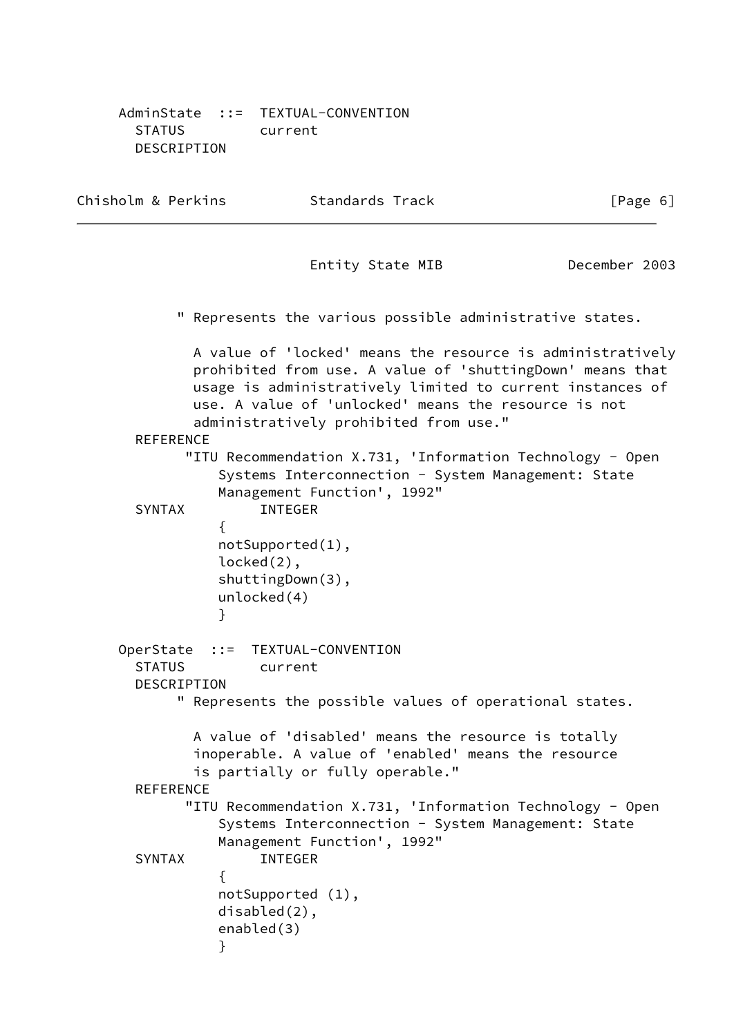```
     AdminState  ::=  TEXTUAL-CONVENTION
       STATUS         current
       DESCRIPTION
            " Represents the various possible administrative states.

              A value of 'locked' means the resource is administratively
              prohibited from use. A value of 'shuttingDown' means that
              usage is administratively limited to current instances of
              use. A value of 'unlocked' means the resource is not
              administratively prohibited from use."
       REFERENCE
             "ITU Recommendation X.731, 'Information Technology - Open
                 Systems Interconnection - System Management: State
                 Management Function', 1992"
       SYNTAX         INTEGER
                 {
                 notSupported(1),
                 locked(2),
                 shuttingDown(3),
                 unlocked(4)
                 }

     OperState  ::=  TEXTUAL-CONVENTION
       STATUS         current
       DESCRIPTION
            " Represents the possible values of operational states.

              A value of 'disabled' means the resource is totally
              inoperable. A value of 'enabled' means the resource
              is partially or fully operable."
       REFERENCE
             "ITU Recommendation X.731, 'Information Technology - Open
                 Systems Interconnection - System Management: State
                 Management Function', 1992"
       SYNTAX         INTEGER
                 {
                 notSupported (1),
                 disabled(2),
                 enabled(3)
                 }
```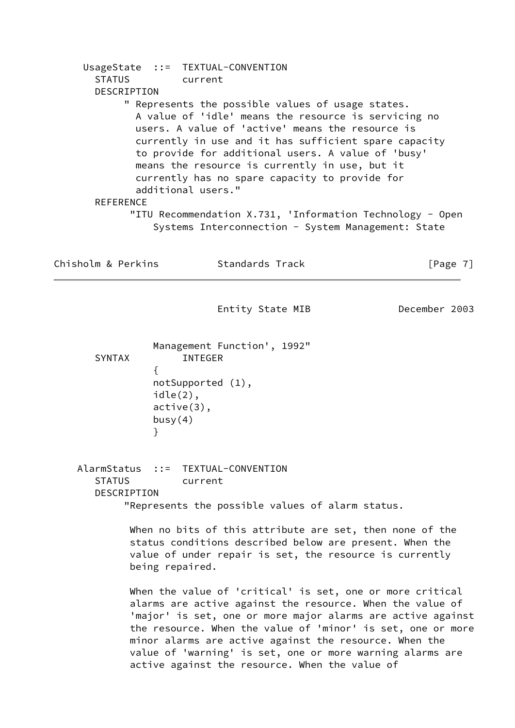```
     UsageState  ::=  TEXTUAL-CONVENTION
       STATUS         current
       DESCRIPTION
            " Represents the possible values of usage states.
              A value of 'idle' means the resource is servicing no
              users. A value of 'active' means the resource is
              currently in use and it has sufficient spare capacity
              to provide for additional users. A value of 'busy'
              means the resource is currently in use, but it
              currently has no spare capacity to provide for
              additional users."
       REFERENCE
             "ITU Recommendation X.731, 'Information Technology - Open
                 Systems Interconnection - System Management: State
                 Management Function', 1992"
       SYNTAX         INTEGER
                 {
                 notSupported (1),
                 idle(2),
                 active(3),
                 busy(4)
                 }


    AlarmStatus  ::=  TEXTUAL-CONVENTION
       STATUS         current
       DESCRIPTION
            "Represents the possible values of alarm status.

             When no bits of this attribute are set, then none of the
             status conditions described below are present. When the
             value of under repair is set, the resource is currently
             being repaired.

             When the value of 'critical' is set, one or more critical
             alarms are active against the resource. When the value of
             'major' is set, one or more major alarms are active against
             the resource. When the value of 'minor' is set, one or more
             minor alarms are active against the resource. When the
             value of 'warning' is set, one or more warning alarms are
             active against the resource. When the value of
```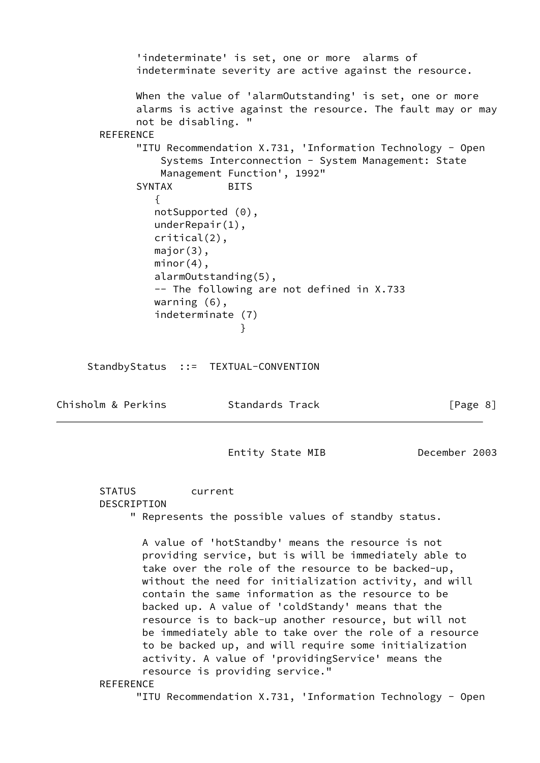```
          'indeterminate' is set, one or more  alarms of
          indeterminate severity are active against the resource.

          When the value of 'alarmOutstanding' is set, one or more
          alarms is active against the resource. The fault may or may
          not be disabling. "
       REFERENCE
          "ITU Recommendation X.731, 'Information Technology - Open
              Systems Interconnection - System Management: State
              Management Function', 1992"
          SYNTAX         BITS
             {
             notSupported (0),
             underRepair(1),
             critical(2),
             major(3),
             minor(4),
             alarmOutstanding(5),
             -- The following are not defined in X.733
             warning (6),
             indeterminate (7)
                           }


     StandbyStatus  ::=  TEXTUAL-CONVENTION
```

```
       STATUS         current
       DESCRIPTION
            " Represents the possible values of standby status.

             A value of 'hotStandby' means the resource is not
             providing service, but is will be immediately able to
             take over the role of the resource to be backed-up,
             without the need for initialization activity, and will
             contain the same information as the resource to be
             backed up. A value of 'coldStandy' means that the
             resource is to back-up another resource, but will not
             be immediately able to take over the role of a resource
             to be backed up, and will require some initialization
             activity. A value of 'providingService' means the
             resource is providing service."
       REFERENCE
          "ITU Recommendation X.731, 'Information Technology - Open
```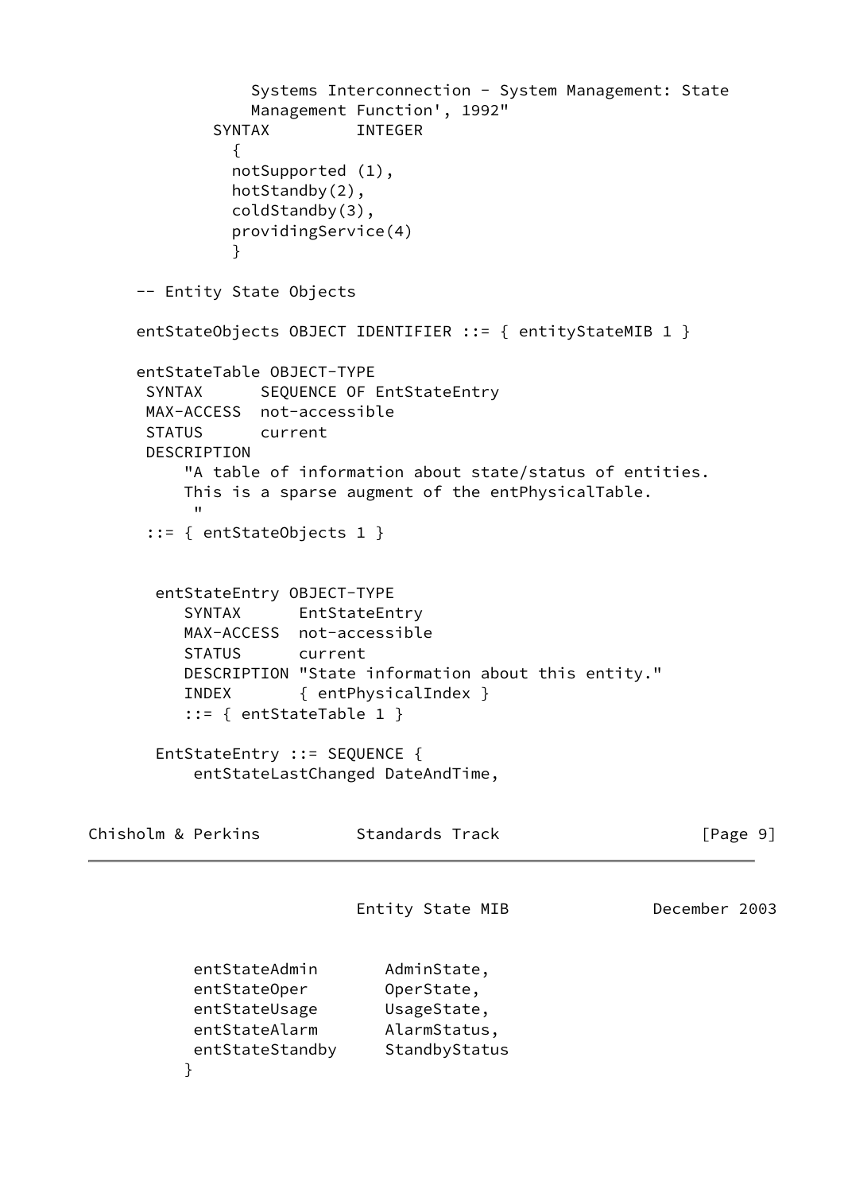```
                 Systems Interconnection - System Management: State
                 Management Function', 1992"
             SYNTAX         INTEGER
               {
               notSupported (1),
               hotStandby(2),
               coldStandby(3),
               providingService(4)
               }

       -- Entity State Objects

       entStateObjects OBJECT IDENTIFIER ::= { entityStateMIB 1 }

       entStateTable OBJECT-TYPE
        SYNTAX      SEQUENCE OF EntStateEntry
        MAX-ACCESS  not-accessible
        STATUS      current
        DESCRIPTION
            "A table of information about state/status of entities.
            This is a sparse augment of the entPhysicalTable.
             "
        ::= { entStateObjects 1 }


         entStateEntry OBJECT-TYPE
            SYNTAX      EntStateEntry
            MAX-ACCESS  not-accessible
            STATUS      current
            DESCRIPTION "State information about this entity."
            INDEX       { entPhysicalIndex }
            ::= { entStateTable 1 }

         EntStateEntry ::= SEQUENCE {
             entStateLastChanged DateAndTime,
             entStateAdmin       AdminState,
             entStateOper        OperState,
             entStateUsage       UsageState,
             entStateAlarm       AlarmStatus,
             entStateStandby     StandbyStatus
            }
```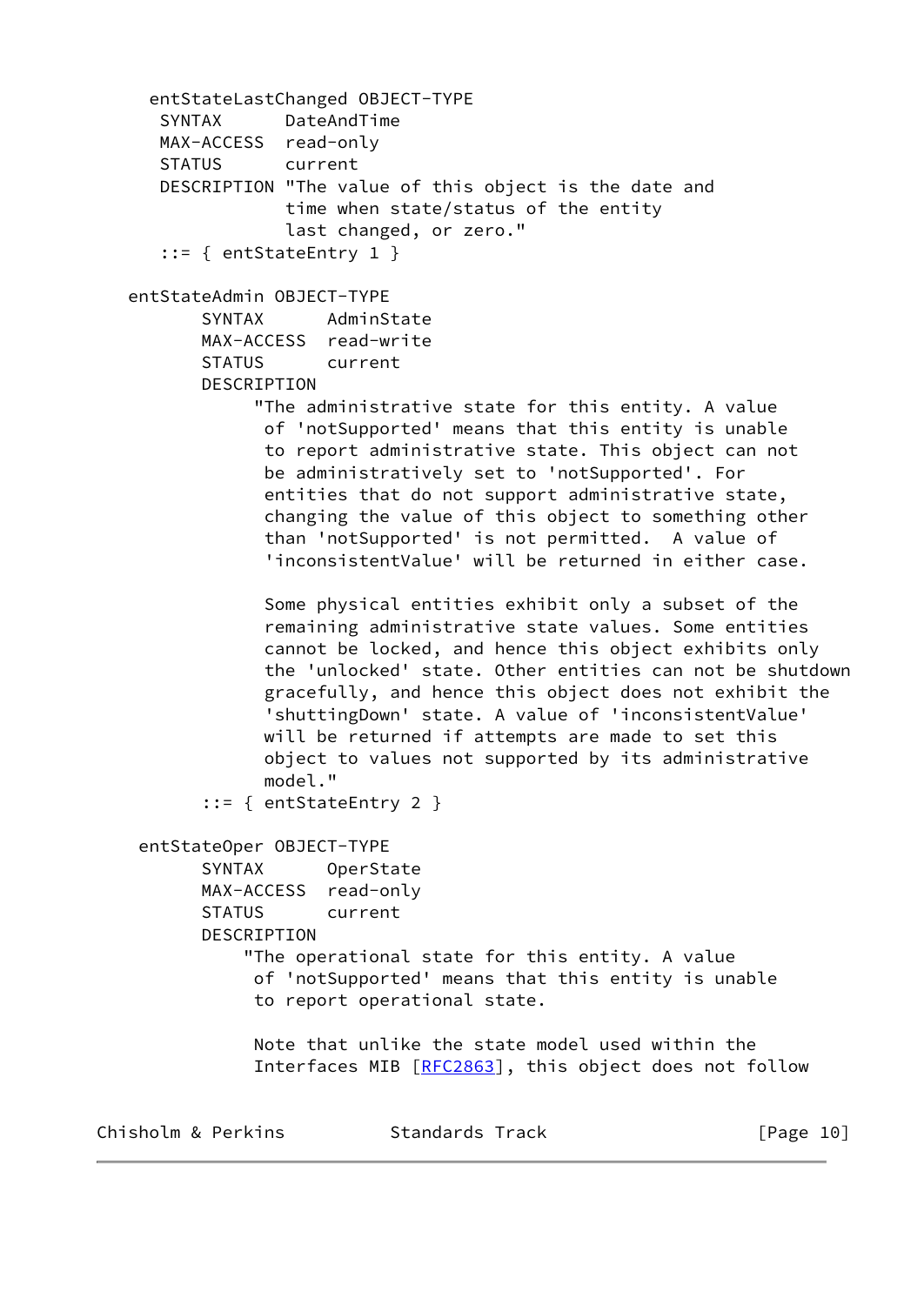```
     entStateLastChanged OBJECT-TYPE
      SYNTAX      DateAndTime
      MAX-ACCESS  read-only
      STATUS      current
      DESCRIPTION "The value of this object is the date and
                  time when state/status of the entity
                  last changed, or zero."
      ::= { entStateEntry 1 }

   entStateAdmin OBJECT-TYPE
          SYNTAX      AdminState
          MAX-ACCESS  read-write
          STATUS      current
          DESCRIPTION
               "The administrative state for this entity. A value
                of 'notSupported' means that this entity is unable
                to report administrative state. This object can not
                be administratively set to 'notSupported'. For
                entities that do not support administrative state,
                changing the value of this object to something other
                than 'notSupported' is not permitted.  A value of
                'inconsistentValue' will be returned in either case.

                Some physical entities exhibit only a subset of the
                remaining administrative state values. Some entities
                cannot be locked, and hence this object exhibits only
                the 'unlocked' state. Other entities can not be shutdown
                gracefully, and hence this object does not exhibit the
                'shuttingDown' state. A value of 'inconsistentValue'
                will be returned if attempts are made to set this
                object to values not supported by its administrative
                model."
          ::= { entStateEntry 2 }

    entStateOper OBJECT-TYPE
          SYNTAX      OperState
          MAX-ACCESS  read-only
          STATUS      current
          DESCRIPTION
              "The operational state for this entity. A value
               of 'notSupported' means that this entity is unable
               to report operational state.

               Note that unlike the state model used within the
               Interfaces MIB [RFC2863], this object does not follow
```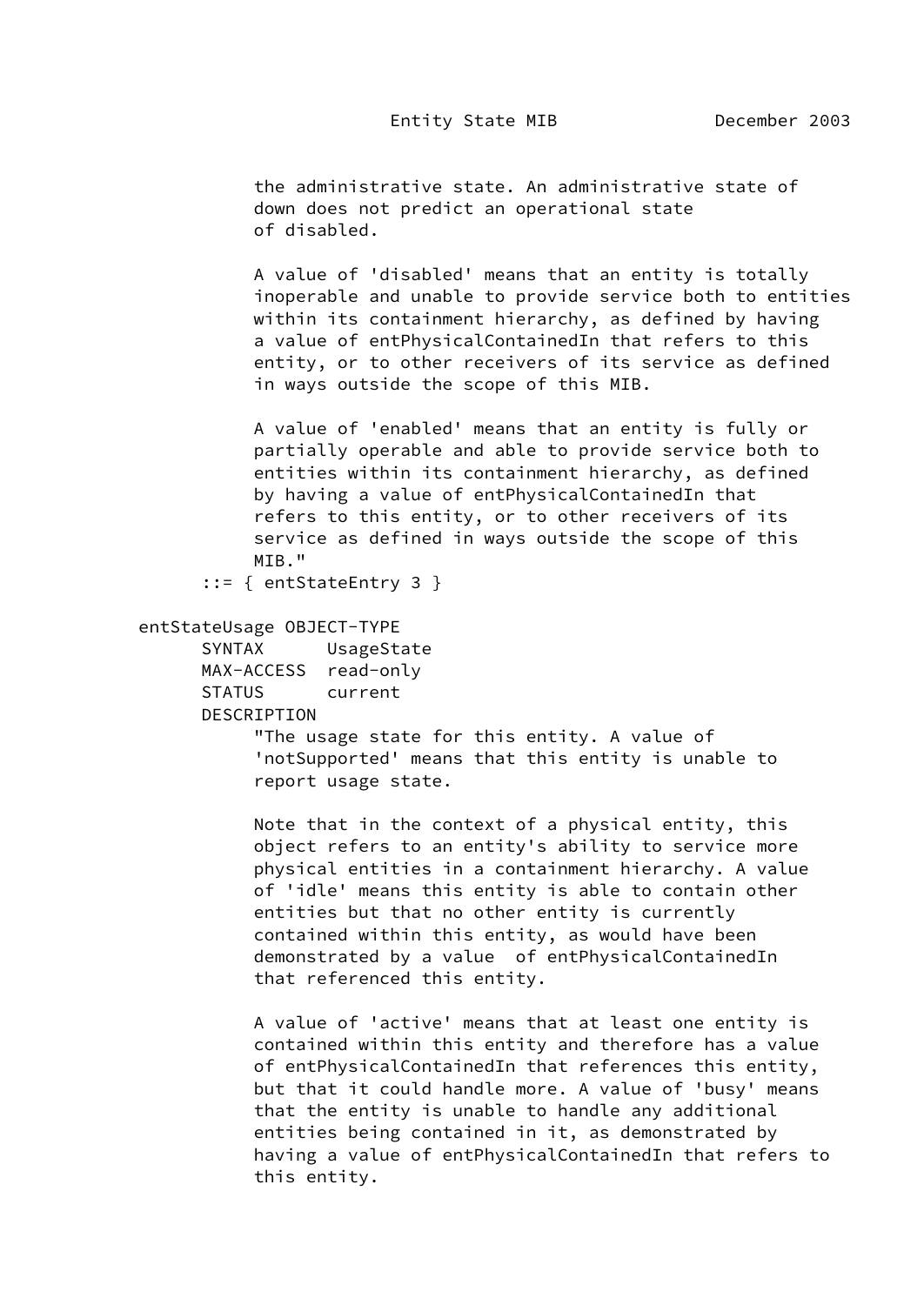```
           the administrative state. An administrative state of
           down does not predict an operational state
           of disabled.

           A value of 'disabled' means that an entity is totally
           inoperable and unable to provide service both to entities
           within its containment hierarchy, as defined by having
           a value of entPhysicalContainedIn that refers to this
           entity, or to other receivers of its service as defined
           in ways outside the scope of this MIB.

           A value of 'enabled' means that an entity is fully or
           partially operable and able to provide service both to
           entities within its containment hierarchy, as defined
           by having a value of entPhysicalContainedIn that
           refers to this entity, or to other receivers of its
           service as defined in ways outside the scope of this
           MIB."
       ::= { entStateEntry 3 }

  entStateUsage OBJECT-TYPE
       SYNTAX      UsageState
       MAX-ACCESS  read-only
       STATUS      current
       DESCRIPTION
           "The usage state for this entity. A value of
           'notSupported' means that this entity is unable to
           report usage state.

           Note that in the context of a physical entity, this
           object refers to an entity's ability to service more
           physical entities in a containment hierarchy. A value
           of 'idle' means this entity is able to contain other
           entities but that no other entity is currently
           contained within this entity, as would have been
           demonstrated by a value  of entPhysicalContainedIn
           that referenced this entity.

           A value of 'active' means that at least one entity is
           contained within this entity and therefore has a value
           of entPhysicalContainedIn that references this entity,
           but that it could handle more. A value of 'busy' means
           that the entity is unable to handle any additional
           entities being contained in it, as demonstrated by
           having a value of entPhysicalContainedIn that refers to
           this entity.
```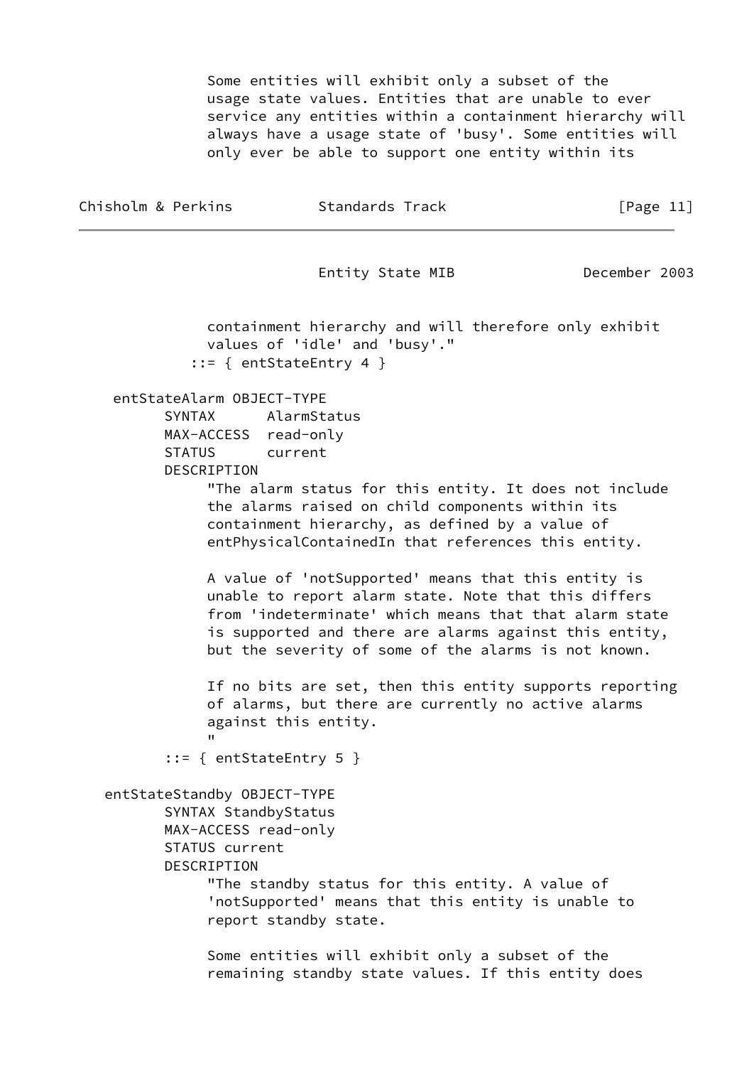```
             Some entities will exhibit only a subset of the
             usage state values. Entities that are unable to ever
             service any entities within a containment hierarchy will
             always have a usage state of 'busy'. Some entities will
             only ever be able to support one entity within its
             containment hierarchy and will therefore only exhibit
             values of 'idle' and 'busy'."
           ::= { entStateEntry 4 }

    entStateAlarm OBJECT-TYPE
          SYNTAX      AlarmStatus
          MAX-ACCESS  read-only
          STATUS      current
          DESCRIPTION
               "The alarm status for this entity. It does not include
               the alarms raised on child components within its
               containment hierarchy, as defined by a value of
               entPhysicalContainedIn that references this entity.

               A value of 'notSupported' means that this entity is
               unable to report alarm state. Note that this differs
               from 'indeterminate' which means that that alarm state
               is supported and there are alarms against this entity,
               but the severity of some of the alarms is not known.

               If no bits are set, then this entity supports reporting
               of alarms, but there are currently no active alarms
               against this entity.
               "
          ::= { entStateEntry 5 }

   entStateStandby OBJECT-TYPE
          SYNTAX StandbyStatus
          MAX-ACCESS read-only
          STATUS current
          DESCRIPTION
               "The standby status for this entity. A value of
               'notSupported' means that this entity is unable to
               report standby state.

               Some entities will exhibit only a subset of the
               remaining standby state values. If this entity does
```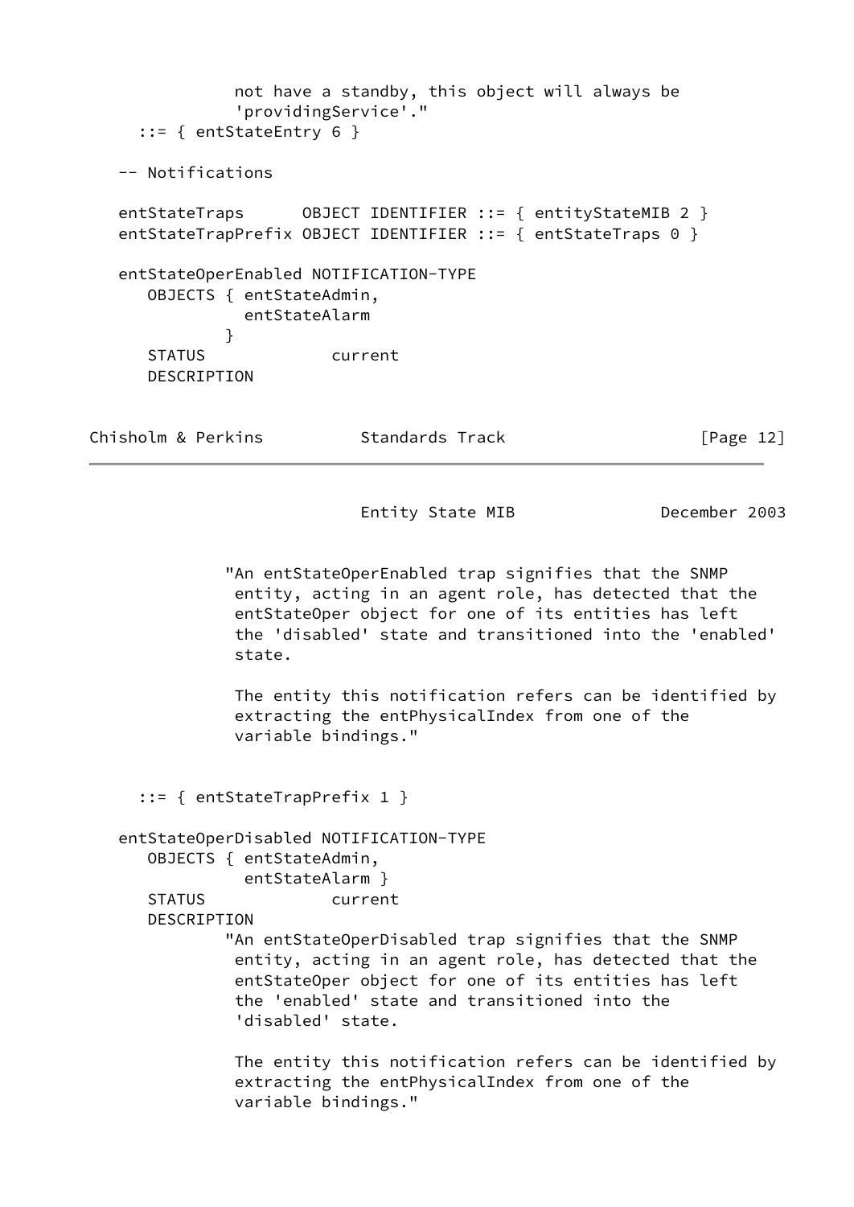```
             not have a standby, this object will always be
             'providingService'."
     ::= { entStateEntry 6 }

   -- Notifications

   entStateTraps      OBJECT IDENTIFIER ::= { entityStateMIB 2 }
   entStateTrapPrefix OBJECT IDENTIFIER ::= { entStateTraps 0 }

   entStateOperEnabled NOTIFICATION-TYPE
      OBJECTS { entStateAdmin,
                entStateAlarm
              }
      STATUS             current
      DESCRIPTION
            "An entStateOperEnabled trap signifies that the SNMP
             entity, acting in an agent role, has detected that the
             entStateOper object for one of its entities has left
             the 'disabled' state and transitioned into the 'enabled'
             state.

             The entity this notification refers can be identified by
             extracting the entPhysicalIndex from one of the
             variable bindings."


     ::= { entStateTrapPrefix 1 }

   entStateOperDisabled NOTIFICATION-TYPE
      OBJECTS { entStateAdmin,
                entStateAlarm }
      STATUS             current
      DESCRIPTION
            "An entStateOperDisabled trap signifies that the SNMP
             entity, acting in an agent role, has detected that the
             entStateOper object for one of its entities has left
             the 'enabled' state and transitioned into the
             'disabled' state.

             The entity this notification refers can be identified by
             extracting the entPhysicalIndex from one of the
             variable bindings."
```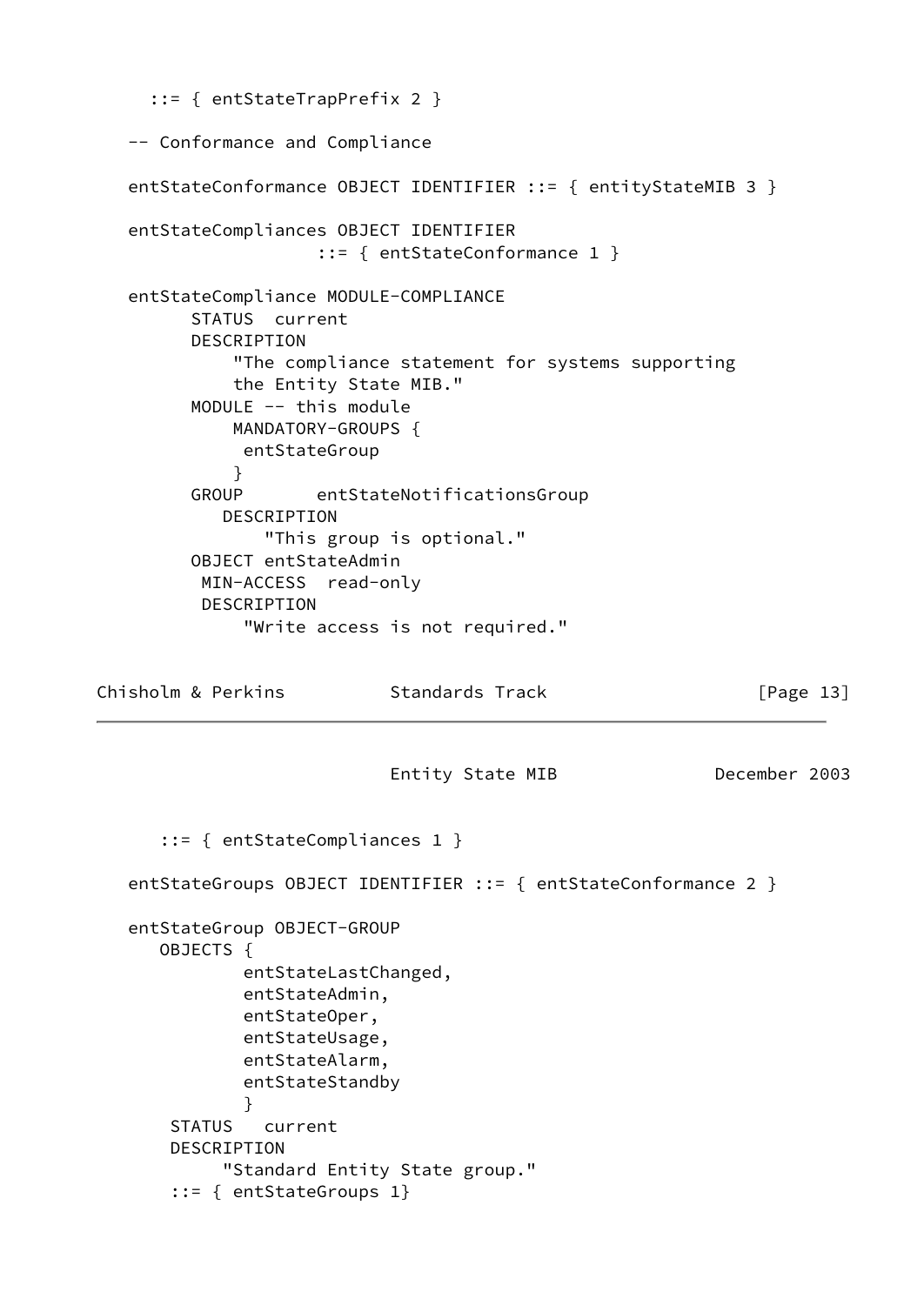```
      ::= { entStateTrapPrefix 2 }

   -- Conformance and Compliance

   entStateConformance OBJECT IDENTIFIER ::= { entityStateMIB 3 }

   entStateCompliances OBJECT IDENTIFIER
                    ::= { entStateConformance 1 }

   entStateCompliance MODULE-COMPLIANCE
         STATUS  current
         DESCRIPTION
             "The compliance statement for systems supporting
             the Entity State MIB."
         MODULE -- this module
             MANDATORY-GROUPS {
              entStateGroup
             }
         GROUP       entStateNotificationsGroup
            DESCRIPTION
                "This group is optional."
         OBJECT entStateAdmin
          MIN-ACCESS  read-only
          DESCRIPTION
              "Write access is not required."
```

```
       ::= { entStateCompliances 1 }

   entStateGroups OBJECT IDENTIFIER ::= { entStateConformance 2 }

   entStateGroup OBJECT-GROUP
      OBJECTS {
              entStateLastChanged,
              entStateAdmin,
              entStateOper,
              entStateUsage,
              entStateAlarm,
              entStateStandby
              }
       STATUS   current
       DESCRIPTION
            "Standard Entity State group."
       ::= { entStateGroups 1}
```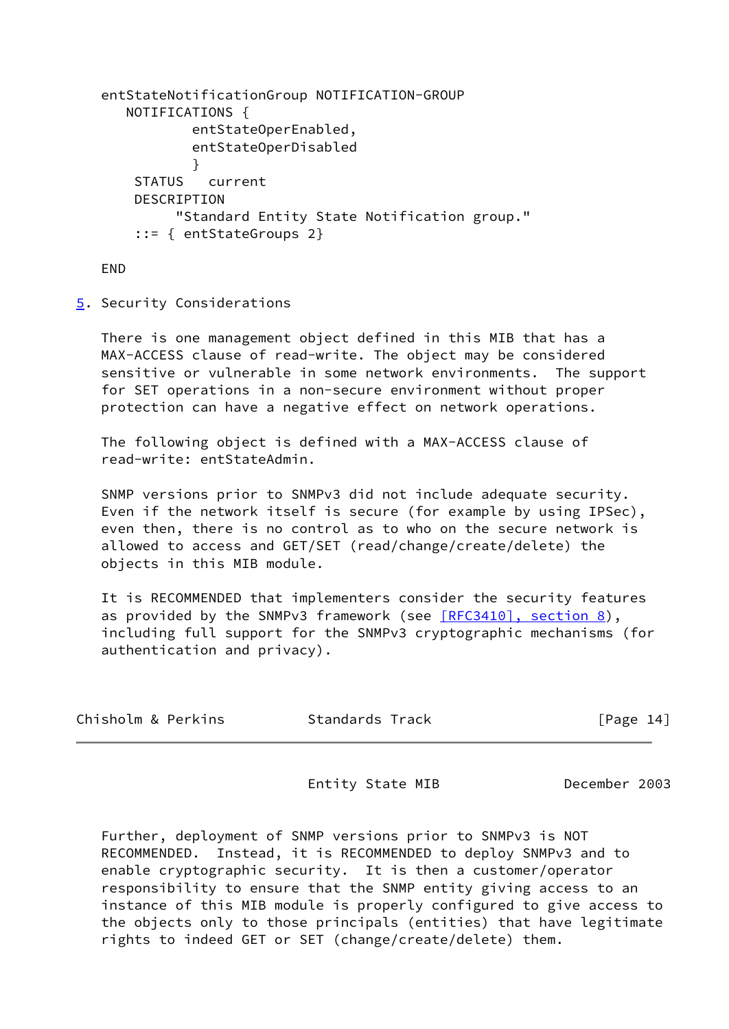```
   entStateNotificationGroup NOTIFICATION-GROUP
      NOTIFICATIONS {
              entStateOperEnabled,
              entStateOperDisabled
              }
       STATUS   current
       DESCRIPTION
            "Standard Entity State Notification group."
       ::= { entStateGroups 2}

   END
```

## 5. Security Considerations

There is one management object defined in this MIB that has a MAX-ACCESS clause of read-write. The object may be considered sensitive or vulnerable in some network environments. The support for SET operations in a non-secure environment without proper protection can have a negative effect on network operations.

The following object is defined with a MAX-ACCESS clause of read-write: entStateAdmin.

SNMP versions prior to SNMPv3 did not include adequate security. Even if the network itself is secure (for example by using IPSec), even then, there is no control as to who on the secure network is allowed to access and GET/SET (read/change/create/delete) the objects in this MIB module.

It is RECOMMENDED that implementers consider the security features as provided by the SNMPv3 framework (see [RFC3410], section 8), including full support for the SNMPv3 cryptographic mechanisms (for authentication and privacy).

Further, deployment of SNMP versions prior to SNMPv3 is NOT RECOMMENDED. Instead, it is RECOMMENDED to deploy SNMPv3 and to enable cryptographic security. It is then a customer/operator responsibility to ensure that the SNMP entity giving access to an instance of this MIB module is properly configured to give access to the objects only to those principals (entities) that have legitimate rights to indeed GET or SET (change/create/delete) them.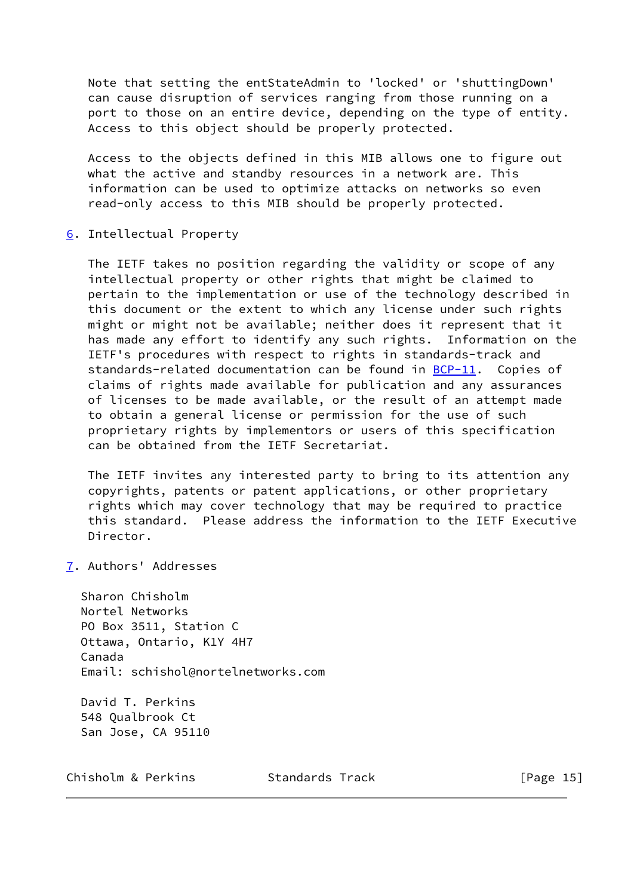Note that setting the entStateAdmin to 'locked' or 'shuttingDown' can cause disruption of services ranging from those running on a port to those on an entire device, depending on the type of entity. Access to this object should be properly protected.

Access to the objects defined in this MIB allows one to figure out what the active and standby resources in a network are. This information can be used to optimize attacks on networks so even read-only access to this MIB should be properly protected.

## 6. Intellectual Property

The IETF takes no position regarding the validity or scope of any intellectual property or other rights that might be claimed to pertain to the implementation or use of the technology described in this document or the extent to which any license under such rights might or might not be available; neither does it represent that it has made any effort to identify any such rights. Information on the IETF's procedures with respect to rights in standards-track and standards-related documentation can be found in BCP-11. Copies of claims of rights made available for publication and any assurances of licenses to be made available, or the result of an attempt made to obtain a general license or permission for the use of such proprietary rights by implementors or users of this specification can be obtained from the IETF Secretariat.

The IETF invites any interested party to bring to its attention any copyrights, patents or patent applications, or other proprietary rights which may cover technology that may be required to practice this standard. Please address the information to the IETF Executive Director.

## 7. Authors' Addresses

Sharon Chisholm
Nortel Networks
PO Box 3511, Station C
Ottawa, Ontario, K1Y 4H7
Canada
Email: schishol@nortelnetworks.com

David T. Perkins
548 Qualbrook Ct
San Jose, CA 95110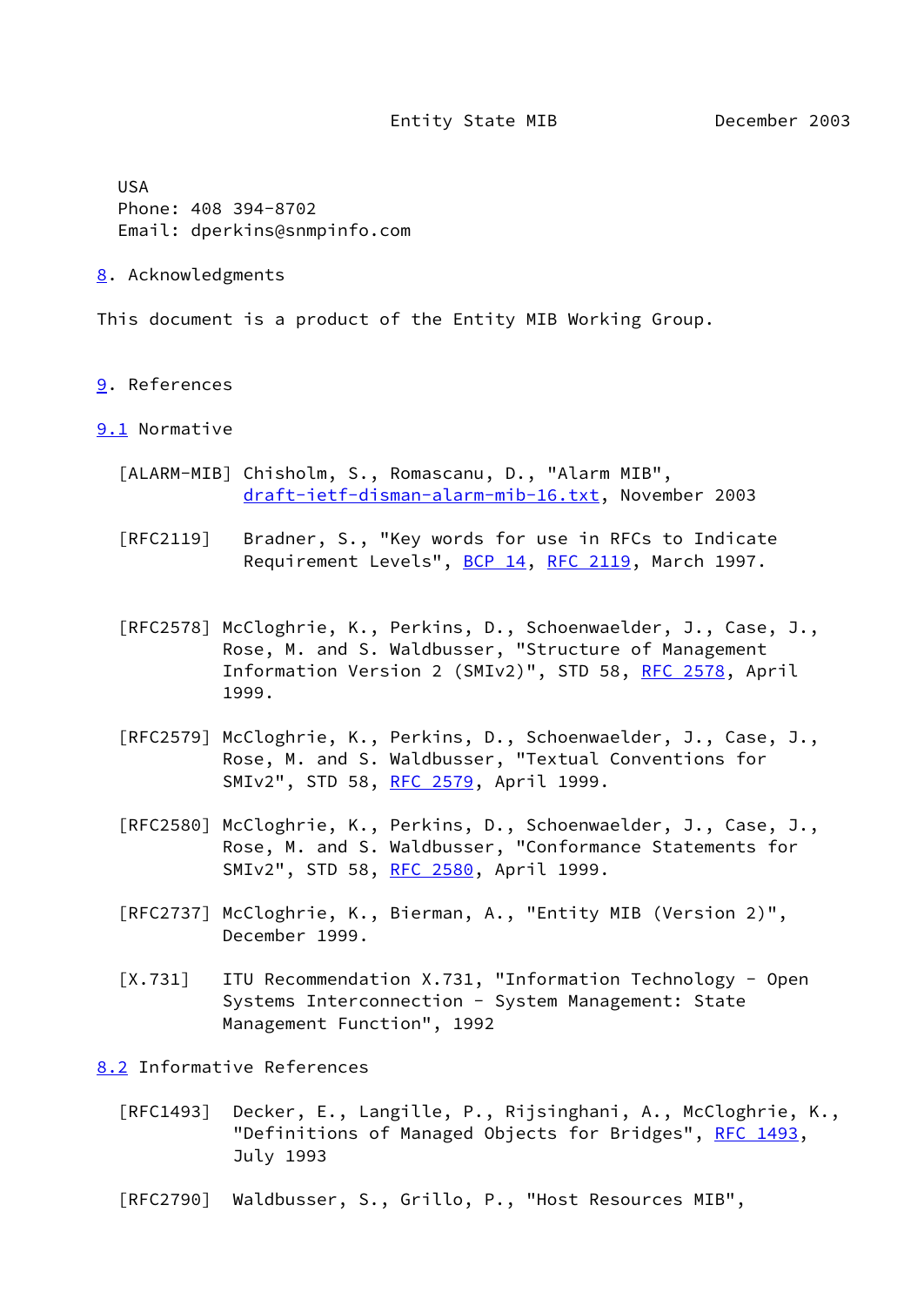USA
Phone: 408 394-8702
Email: dperkins@snmpinfo.com

## 8. Acknowledgments

This document is a product of the Entity MIB Working Group.

## 9. References

### 9.1 Normative

[ALARM-MIB] Chisholm, S., Romascanu, D., "Alarm MIB", draft-ietf-disman-alarm-mib-16.txt, November 2003

[RFC2119] Bradner, S., "Key words for use in RFCs to Indicate Requirement Levels", BCP 14, RFC 2119, March 1997.

[RFC2578] McCloghrie, K., Perkins, D., Schoenwaelder, J., Case, J., Rose, M. and S. Waldbusser, "Structure of Management Information Version 2 (SMIv2)", STD 58, RFC 2578, April 1999.

[RFC2579] McCloghrie, K., Perkins, D., Schoenwaelder, J., Case, J., Rose, M. and S. Waldbusser, "Textual Conventions for SMIv2", STD 58, RFC 2579, April 1999.

[RFC2580] McCloghrie, K., Perkins, D., Schoenwaelder, J., Case, J., Rose, M. and S. Waldbusser, "Conformance Statements for SMIv2", STD 58, RFC 2580, April 1999.

[RFC2737] McCloghrie, K., Bierman, A., "Entity MIB (Version 2)", December 1999.

[X.731] ITU Recommendation X.731, "Information Technology - Open Systems Interconnection - System Management: State Management Function", 1992

### 8.2 Informative References

[RFC1493] Decker, E., Langille, P., Rijsinghani, A., McCloghrie, K., "Definitions of Managed Objects for Bridges", RFC 1493, July 1993

[RFC2790] Waldbusser, S., Grillo, P., "Host Resources MIB",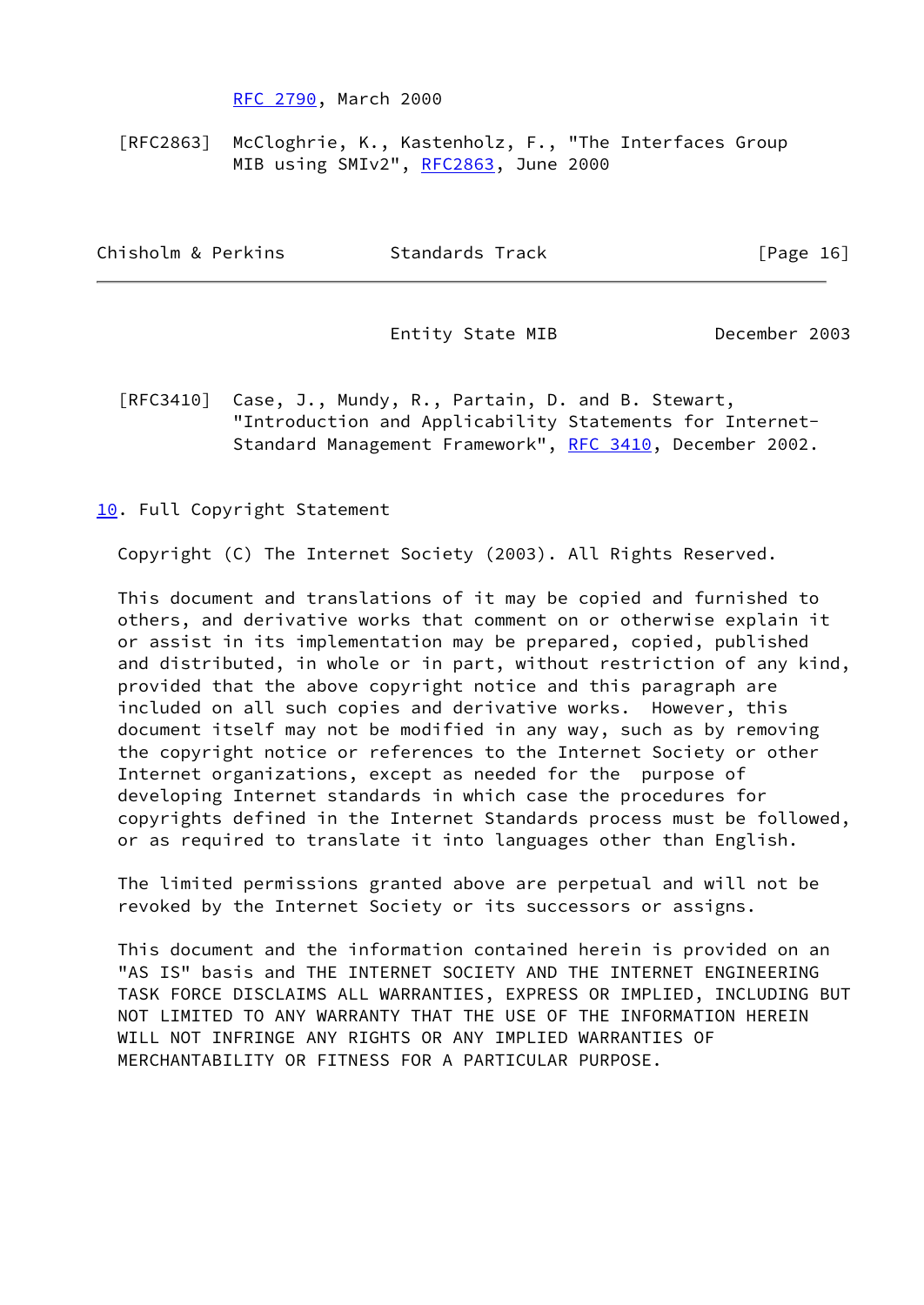RFC 2790, March 2000

[RFC2863] McCloghrie, K., Kastenholz, F., "The Interfaces Group MIB using SMIv2", RFC2863, June 2000

[RFC3410] Case, J., Mundy, R., Partain, D. and B. Stewart, "Introduction and Applicability Statements for Internet-Standard Management Framework", RFC 3410, December 2002.

## 10. Full Copyright Statement

Copyright (C) The Internet Society (2003). All Rights Reserved.

This document and translations of it may be copied and furnished to others, and derivative works that comment on or otherwise explain it or assist in its implementation may be prepared, copied, published and distributed, in whole or in part, without restriction of any kind, provided that the above copyright notice and this paragraph are included on all such copies and derivative works. However, this document itself may not be modified in any way, such as by removing the copyright notice or references to the Internet Society or other Internet organizations, except as needed for the purpose of developing Internet standards in which case the procedures for copyrights defined in the Internet Standards process must be followed, or as required to translate it into languages other than English.

The limited permissions granted above are perpetual and will not be revoked by the Internet Society or its successors or assigns.

This document and the information contained herein is provided on an "AS IS" basis and THE INTERNET SOCIETY AND THE INTERNET ENGINEERING TASK FORCE DISCLAIMS ALL WARRANTIES, EXPRESS OR IMPLIED, INCLUDING BUT NOT LIMITED TO ANY WARRANTY THAT THE USE OF THE INFORMATION HEREIN WILL NOT INFRINGE ANY RIGHTS OR ANY IMPLIED WARRANTIES OF MERCHANTABILITY OR FITNESS FOR A PARTICULAR PURPOSE.